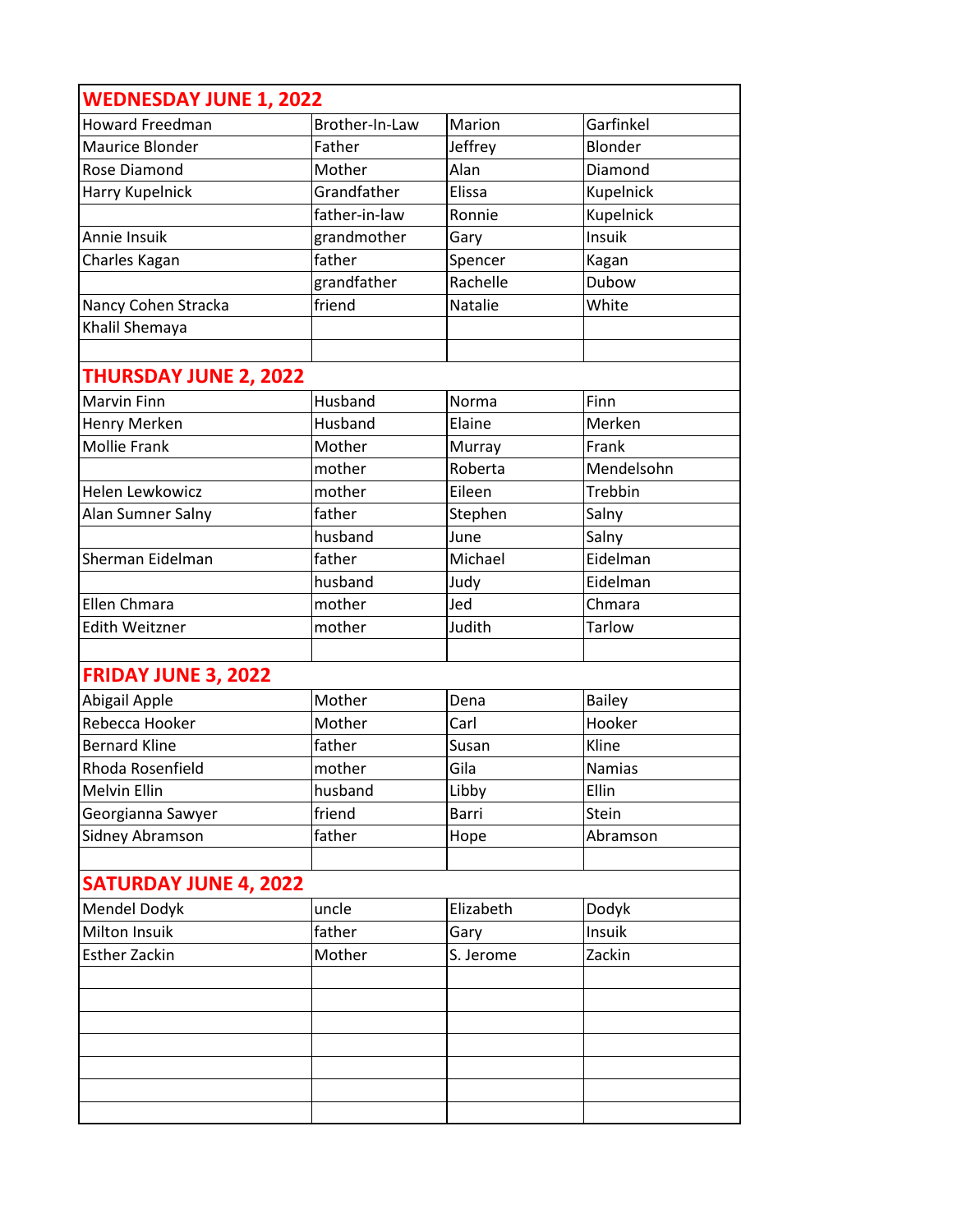| WEDNESDAY JUNE 1, 2022 | | | |
|---|---|---|---|
| Howard Freedman | Brother-In-Law | Marion | Garfinkel |
| Maurice Blonder | Father | Jeffrey | Blonder |
| Rose Diamond | Mother | Alan | Diamond |
| Harry Kupelnick | Grandfather | Elissa | Kupelnick |
| | father-in-law | Ronnie | Kupelnick |
| Annie Insuik | grandmother | Gary | Insuik |
| Charles Kagan | father | Spencer | Kagan |
| | grandfather | Rachelle | Dubow |
| Nancy Cohen Stracka | friend | Natalie | White |
| Khalil Shemaya | | | |
| | | | |
| **THURSDAY JUNE 2, 2022** | | | |
| Marvin Finn | Husband | Norma | Finn |
| Henry Merken | Husband | Elaine | Merken |
| Mollie Frank | Mother | Murray | Frank |
| | mother | Roberta | Mendelsohn |
| Helen Lewkowicz | mother | Eileen | Trebbin |
| Alan Sumner Salny | father | Stephen | Salny |
| | husband | June | Salny |
| Sherman Eidelman | father | Michael | Eidelman |
| | husband | Judy | Eidelman |
| Ellen Chmara | mother | Jed | Chmara |
| Edith Weitzner | mother | Judith | Tarlow |
| | | | |
| **FRIDAY JUNE 3, 2022** | | | |
| Abigail Apple | Mother | Dena | Bailey |
| Rebecca Hooker | Mother | Carl | Hooker |
| Bernard Kline | father | Susan | Kline |
| Rhoda Rosenfield | mother | Gila | Namias |
| Melvin Ellin | husband | Libby | Ellin |
| Georgianna Sawyer | friend | Barri | Stein |
| Sidney Abramson | father | Hope | Abramson |
| | | | |
| **SATURDAY JUNE 4, 2022** | | | |
| Mendel Dodyk | uncle | Elizabeth | Dodyk |
| Milton Insuik | father | Gary | Insuik |
| Esther Zackin | Mother | S. Jerome | Zackin |
| | | | |
| | | | |
| | | | |
| | | | |
| | | | |
| | | | |
| | | | |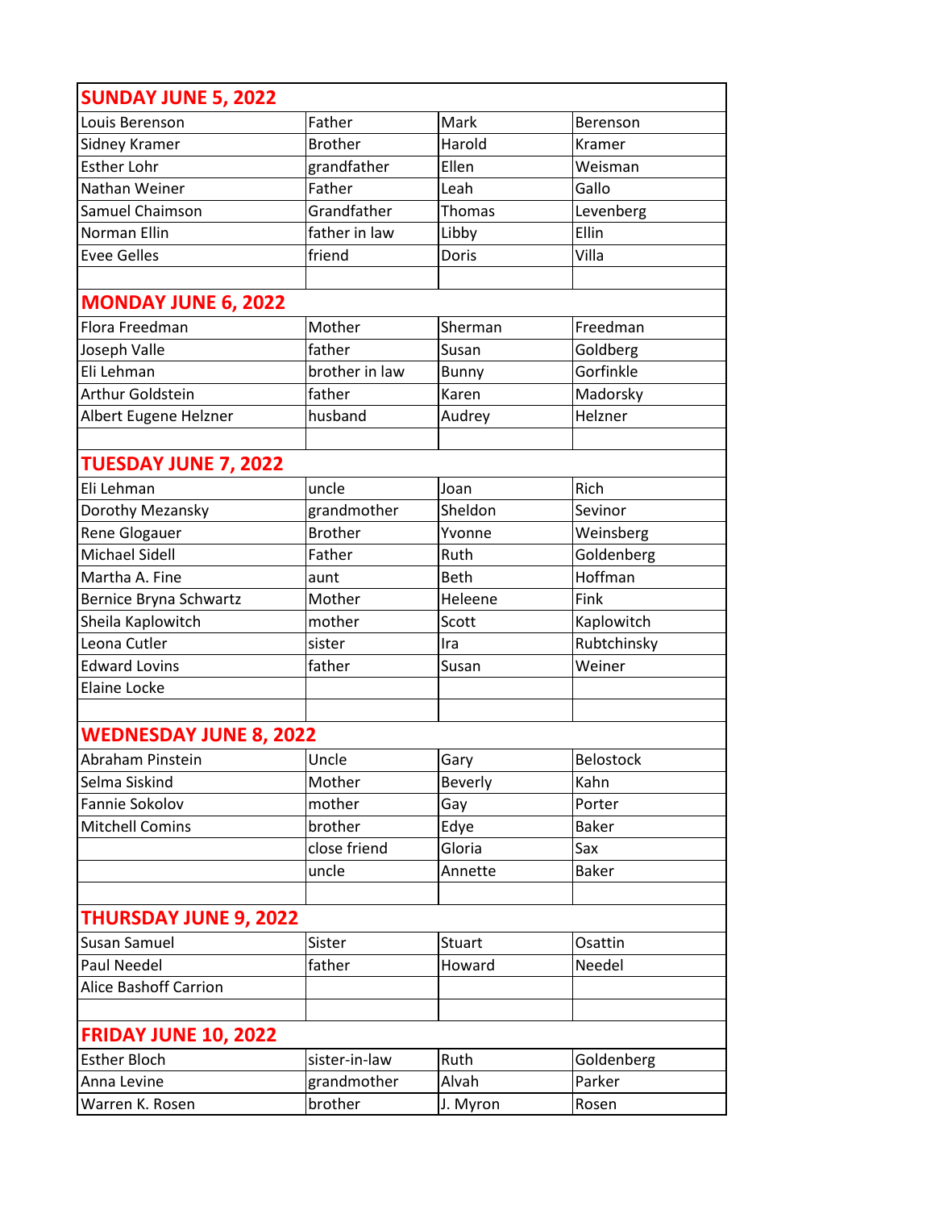| SUNDAY JUNE 5, 2022 | | | |
|---|---|---|---|
| Louis Berenson | Father | Mark | Berenson |
| Sidney Kramer | Brother | Harold | Kramer |
| Esther Lohr | grandfather | Ellen | Weisman |
| Nathan Weiner | Father | Leah | Gallo |
| Samuel Chaimson | Grandfather | Thomas | Levenberg |
| Norman Ellin | father in law | Libby | Ellin |
| Evee Gelles | friend | Doris | Villa |
| | | | |
| **MONDAY JUNE 6, 2022** | | | |
| Flora Freedman | Mother | Sherman | Freedman |
| Joseph Valle | father | Susan | Goldberg |
| Eli Lehman | brother in law | Bunny | Gorfinkle |
| Arthur Goldstein | father | Karen | Madorsky |
| Albert Eugene Helzner | husband | Audrey | Helzner |
| | | | |
| **TUESDAY JUNE 7, 2022** | | | |
| Eli Lehman | uncle | Joan | Rich |
| Dorothy Mezansky | grandmother | Sheldon | Sevinor |
| Rene Glogauer | Brother | Yvonne | Weinsberg |
| Michael Sidell | Father | Ruth | Goldenberg |
| Martha A. Fine | aunt | Beth | Hoffman |
| Bernice Bryna Schwartz | Mother | Heleene | Fink |
| Sheila Kaplowitch | mother | Scott | Kaplowitch |
| Leona Cutler | sister | Ira | Rubtchinsky |
| Edward Lovins | father | Susan | Weiner |
| Elaine Locke | | | |
| | | | |
| **WEDNESDAY JUNE 8, 2022** | | | |
| Abraham Pinstein | Uncle | Gary | Belostock |
| Selma Siskind | Mother | Beverly | Kahn |
| Fannie Sokolov | mother | Gay | Porter |
| Mitchell Comins | brother | Edye | Baker |
| | close friend | Gloria | Sax |
| | uncle | Annette | Baker |
| | | | |
| **THURSDAY JUNE 9, 2022** | | | |
| Susan Samuel | Sister | Stuart | Osattin |
| Paul Needel | father | Howard | Needel |
| Alice Bashoff Carrion | | | |
| | | | |
| **FRIDAY JUNE 10, 2022** | | | |
| Esther Bloch | sister-in-law | Ruth | Goldenberg |
| Anna Levine | grandmother | Alvah | Parker |
| Warren K. Rosen | brother | J. Myron | Rosen |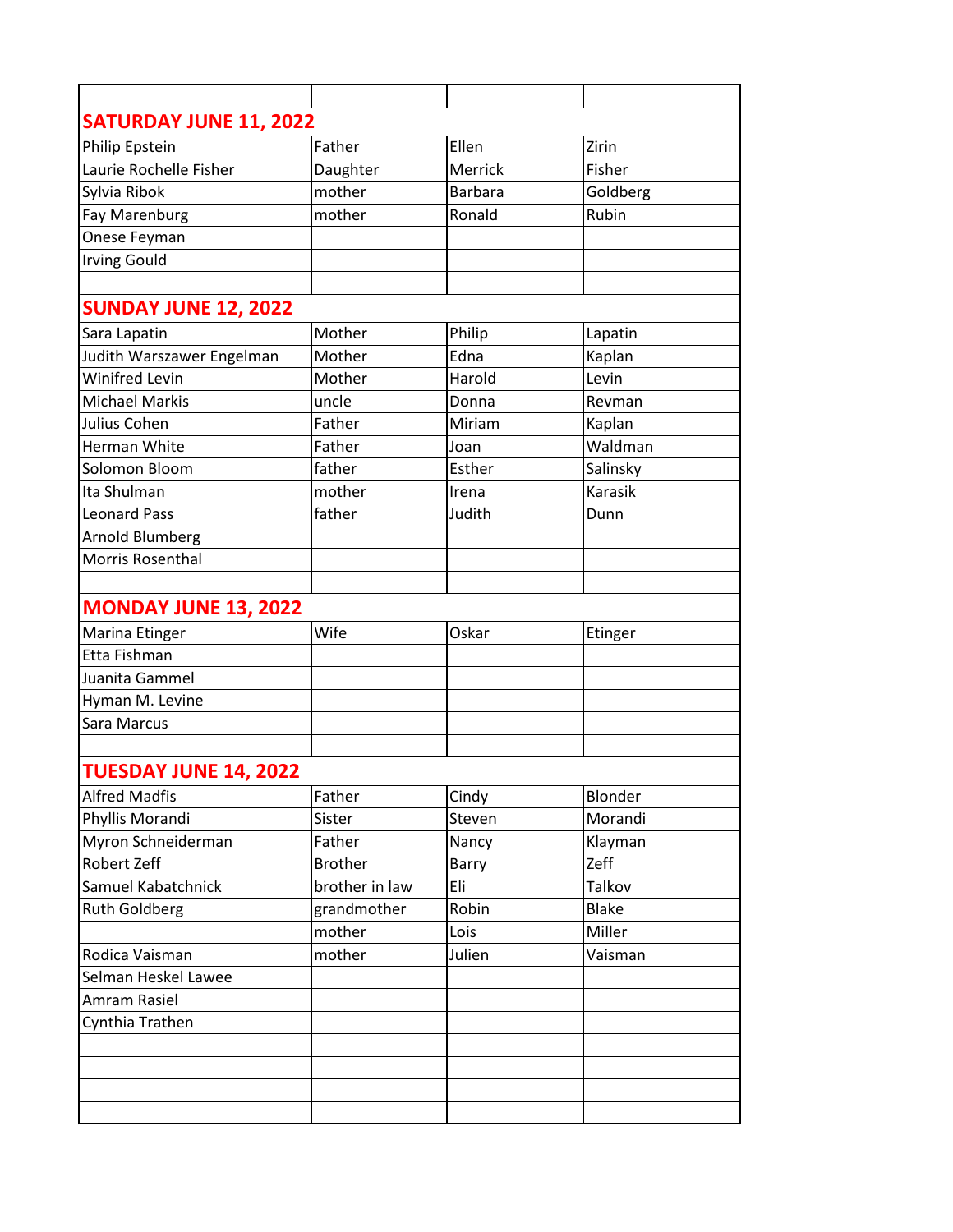| | | | |
|---|---|---|---|
| **SATURDAY JUNE 11, 2022** | | | |
| Philip Epstein | Father | Ellen | Zirin |
| Laurie Rochelle Fisher | Daughter | Merrick | Fisher |
| Sylvia Ribok | mother | Barbara | Goldberg |
| Fay Marenburg | mother | Ronald | Rubin |
| Onese Feyman | | | |
| Irving Gould | | | |
| | | | |
| **SUNDAY JUNE 12, 2022** | | | |
| Sara Lapatin | Mother | Philip | Lapatin |
| Judith Warszawer Engelman | Mother | Edna | Kaplan |
| Winifred Levin | Mother | Harold | Levin |
| Michael Markis | uncle | Donna | Revman |
| Julius Cohen | Father | Miriam | Kaplan |
| Herman White | Father | Joan | Waldman |
| Solomon Bloom | father | Esther | Salinsky |
| Ita Shulman | mother | Irena | Karasik |
| Leonard Pass | father | Judith | Dunn |
| Arnold Blumberg | | | |
| Morris Rosenthal | | | |
| | | | |
| **MONDAY JUNE 13, 2022** | | | |
| Marina Etinger | Wife | Oskar | Etinger |
| Etta Fishman | | | |
| Juanita Gammel | | | |
| Hyman M. Levine | | | |
| Sara Marcus | | | |
| | | | |
| **TUESDAY JUNE 14, 2022** | | | |
| Alfred Madfis | Father | Cindy | Blonder |
| Phyllis Morandi | Sister | Steven | Morandi |
| Myron Schneiderman | Father | Nancy | Klayman |
| Robert Zeff | Brother | Barry | Zeff |
| Samuel Kabatchnick | brother in law | Eli | Talkov |
| Ruth Goldberg | grandmother | Robin | Blake |
| | mother | Lois | Miller |
| Rodica Vaisman | mother | Julien | Vaisman |
| Selman Heskel Lawee | | | |
| Amram Rasiel | | | |
| Cynthia Trathen | | | |
| | | | |
| | | | |
| | | | |
| | | | |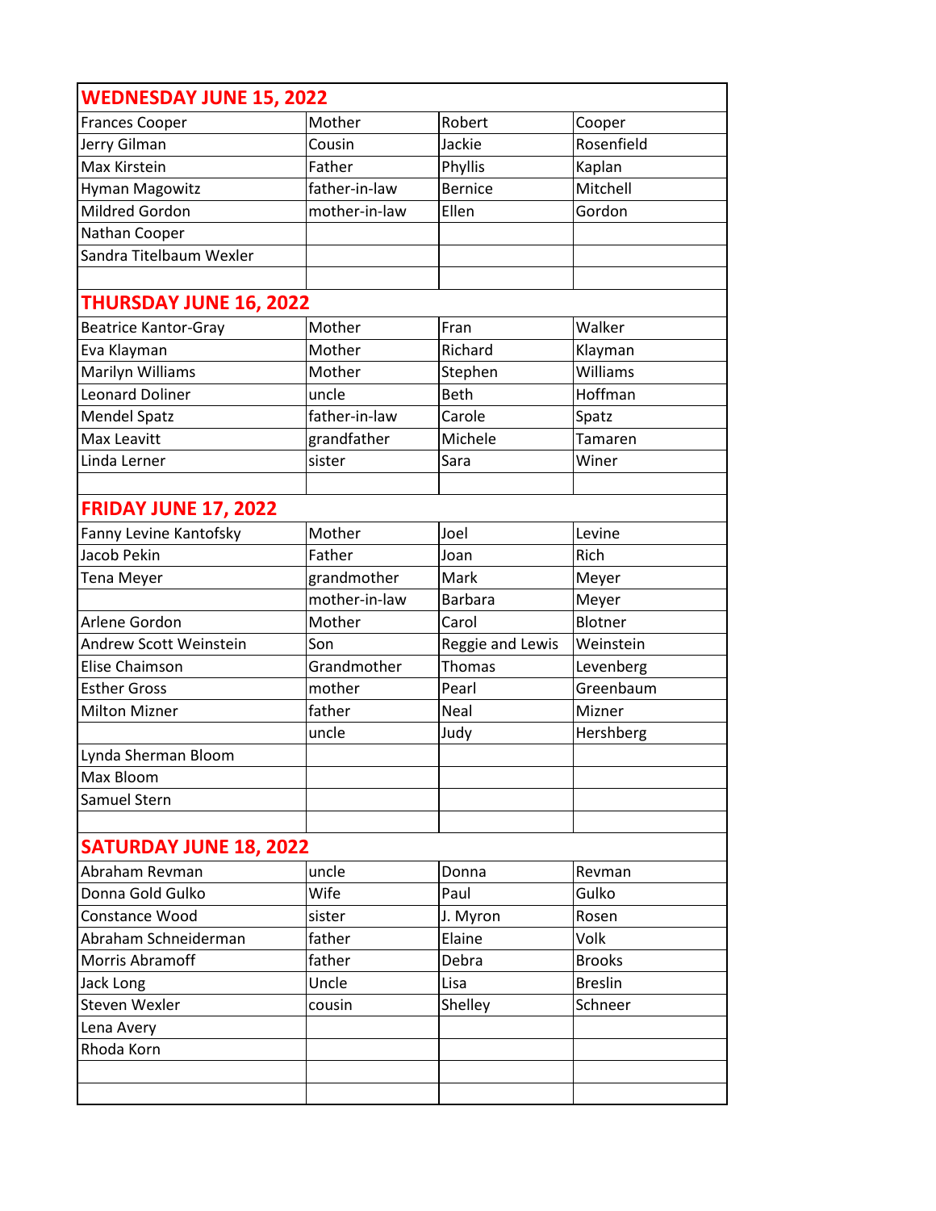| WEDNESDAY JUNE 15, 2022 | | | |
|---|---|---|---|
| Frances Cooper | Mother | Robert | Cooper |
| Jerry Gilman | Cousin | Jackie | Rosenfield |
| Max Kirstein | Father | Phyllis | Kaplan |
| Hyman Magowitz | father-in-law | Bernice | Mitchell |
| Mildred Gordon | mother-in-law | Ellen | Gordon |
| Nathan Cooper | | | |
| Sandra Titelbaum Wexler | | | |
| | | | |
| **THURSDAY JUNE 16, 2022** | | | |
| Beatrice Kantor-Gray | Mother | Fran | Walker |
| Eva Klayman | Mother | Richard | Klayman |
| Marilyn Williams | Mother | Stephen | Williams |
| Leonard Doliner | uncle | Beth | Hoffman |
| Mendel Spatz | father-in-law | Carole | Spatz |
| Max Leavitt | grandfather | Michele | Tamaren |
| Linda Lerner | sister | Sara | Winer |
| | | | |
| **FRIDAY JUNE 17, 2022** | | | |
| Fanny Levine Kantofsky | Mother | Joel | Levine |
| Jacob Pekin | Father | Joan | Rich |
| Tena Meyer | grandmother | Mark | Meyer |
| | mother-in-law | Barbara | Meyer |
| Arlene Gordon | Mother | Carol | Blotner |
| Andrew Scott Weinstein | Son | Reggie and Lewis | Weinstein |
| Elise Chaimson | Grandmother | Thomas | Levenberg |
| Esther Gross | mother | Pearl | Greenbaum |
| Milton Mizner | father | Neal | Mizner |
| | uncle | Judy | Hershberg |
| Lynda Sherman Bloom | | | |
| Max Bloom | | | |
| Samuel Stern | | | |
| | | | |
| **SATURDAY JUNE 18, 2022** | | | |
| Abraham Revman | uncle | Donna | Revman |
| Donna Gold Gulko | Wife | Paul | Gulko |
| Constance Wood | sister | J. Myron | Rosen |
| Abraham Schneiderman | father | Elaine | Volk |
| Morris Abramoff | father | Debra | Brooks |
| Jack Long | Uncle | Lisa | Breslin |
| Steven Wexler | cousin | Shelley | Schneer |
| Lena Avery | | | |
| Rhoda Korn | | | |
| | | | |
| | | | |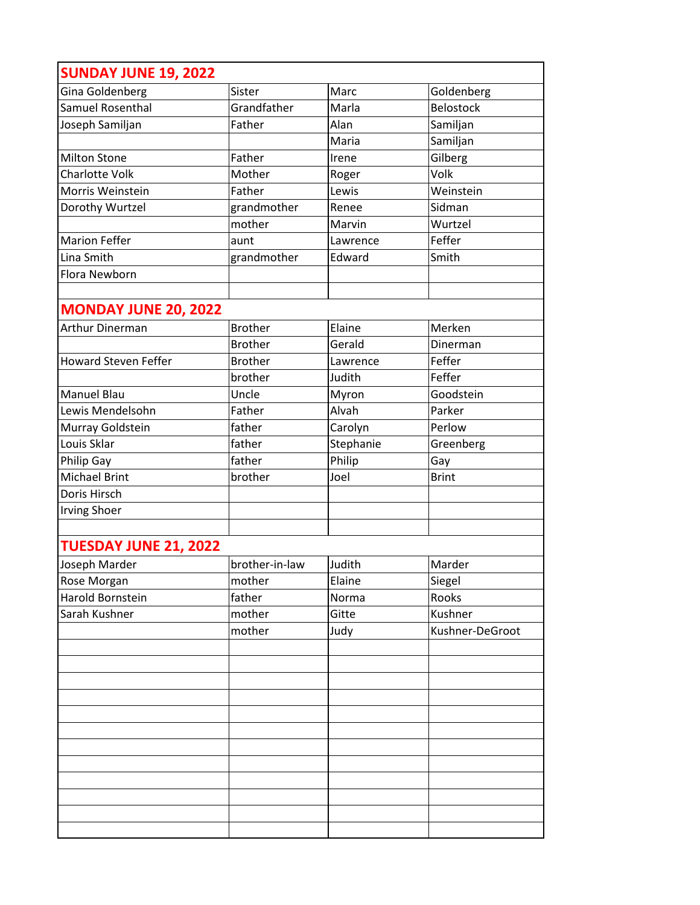| SUNDAY JUNE 19, 2022 | | | |
|---|---|---|---|
| Gina Goldenberg | Sister | Marc | Goldenberg |
| Samuel Rosenthal | Grandfather | Marla | Belostock |
| Joseph Samiljan | Father | Alan | Samiljan |
| | | Maria | Samiljan |
| Milton Stone | Father | Irene | Gilberg |
| Charlotte Volk | Mother | Roger | Volk |
| Morris Weinstein | Father | Lewis | Weinstein |
| Dorothy Wurtzel | grandmother | Renee | Sidman |
| | mother | Marvin | Wurtzel |
| Marion Feffer | aunt | Lawrence | Feffer |
| Lina Smith | grandmother | Edward | Smith |
| Flora Newborn | | | |
| | | | |
| **MONDAY JUNE 20, 2022** | | | |
| Arthur Dinerman | Brother | Elaine | Merken |
| | Brother | Gerald | Dinerman |
| Howard Steven Feffer | Brother | Lawrence | Feffer |
| | brother | Judith | Feffer |
| Manuel Blau | Uncle | Myron | Goodstein |
| Lewis Mendelsohn | Father | Alvah | Parker |
| Murray Goldstein | father | Carolyn | Perlow |
| Louis Sklar | father | Stephanie | Greenberg |
| Philip Gay | father | Philip | Gay |
| Michael Brint | brother | Joel | Brint |
| Doris Hirsch | | | |
| Irving Shoer | | | |
| | | | |
| **TUESDAY JUNE 21, 2022** | | | |
| Joseph Marder | brother-in-law | Judith | Marder |
| Rose Morgan | mother | Elaine | Siegel |
| Harold Bornstein | father | Norma | Rooks |
| Sarah Kushner | mother | Gitte | Kushner |
| | mother | Judy | Kushner-DeGroot |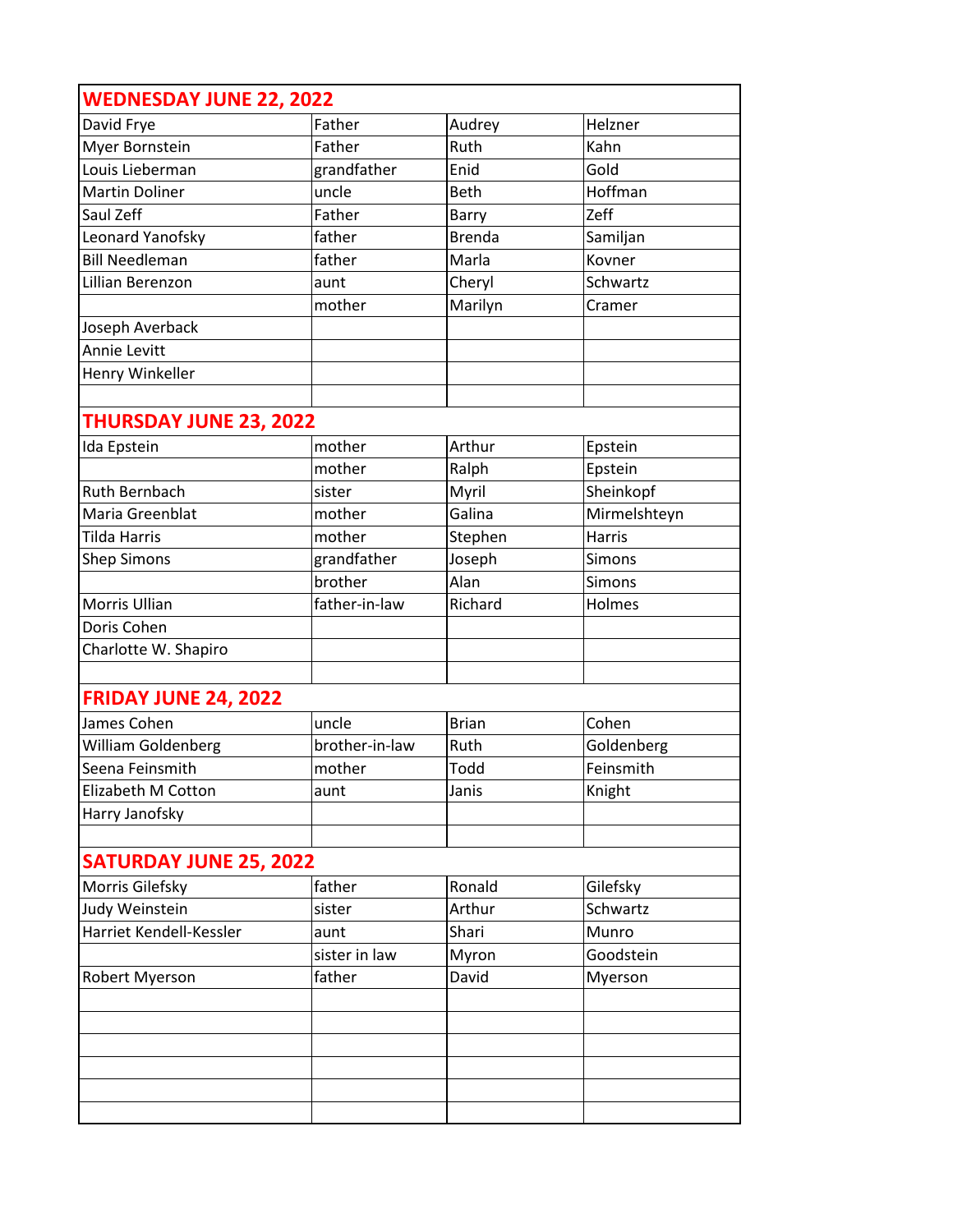| **WEDNESDAY JUNE 22, 2022** | | | |
|---|---|---|---|
| David Frye | Father | Audrey | Helzner |
| Myer Bornstein | Father | Ruth | Kahn |
| Louis Lieberman | grandfather | Enid | Gold |
| Martin Doliner | uncle | Beth | Hoffman |
| Saul Zeff | Father | Barry | Zeff |
| Leonard Yanofsky | father | Brenda | Samiljan |
| Bill Needleman | father | Marla | Kovner |
| Lillian Berenzon | aunt | Cheryl | Schwartz |
| | mother | Marilyn | Cramer |
| Joseph Averback | | | |
| Annie Levitt | | | |
| Henry Winkeller | | | |
| | | | |
| **THURSDAY JUNE 23, 2022** | | | |
| Ida Epstein | mother | Arthur | Epstein |
| | mother | Ralph | Epstein |
| Ruth Bernbach | sister | Myril | Sheinkopf |
| Maria Greenblat | mother | Galina | Mirmelshteyn |
| Tilda Harris | mother | Stephen | Harris |
| Shep Simons | grandfather | Joseph | Simons |
| | brother | Alan | Simons |
| Morris Ullian | father-in-law | Richard | Holmes |
| Doris Cohen | | | |
| Charlotte W. Shapiro | | | |
| | | | |
| **FRIDAY JUNE 24, 2022** | | | |
| James Cohen | uncle | Brian | Cohen |
| William Goldenberg | brother-in-law | Ruth | Goldenberg |
| Seena Feinsmith | mother | Todd | Feinsmith |
| Elizabeth M Cotton | aunt | Janis | Knight |
| Harry Janofsky | | | |
| | | | |
| **SATURDAY JUNE 25, 2022** | | | |
| Morris Gilefsky | father | Ronald | Gilefsky |
| Judy Weinstein | sister | Arthur | Schwartz |
| Harriet Kendell-Kessler | aunt | Shari | Munro |
| | sister in law | Myron | Goodstein |
| Robert Myerson | father | David | Myerson |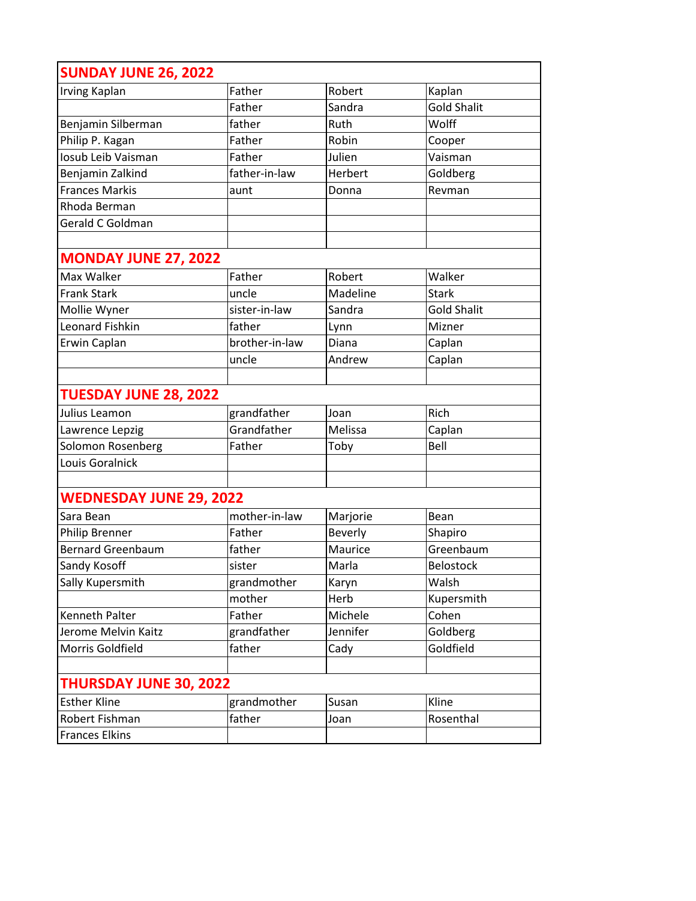| | | | |
|---|---|---|---|
| **SUNDAY JUNE 26, 2022** | | | |
| Irving Kaplan | Father | Robert | Kaplan |
| | Father | Sandra | Gold Shalit |
| Benjamin Silberman | father | Ruth | Wolff |
| Philip P. Kagan | Father | Robin | Cooper |
| Iosub Leib Vaisman | Father | Julien | Vaisman |
| Benjamin Zalkind | father-in-law | Herbert | Goldberg |
| Frances Markis | aunt | Donna | Revman |
| Rhoda Berman | | | |
| Gerald C Goldman | | | |
| | | | |
| **MONDAY JUNE 27, 2022** | | | |
| Max Walker | Father | Robert | Walker |
| Frank Stark | uncle | Madeline | Stark |
| Mollie Wyner | sister-in-law | Sandra | Gold Shalit |
| Leonard Fishkin | father | Lynn | Mizner |
| Erwin Caplan | brother-in-law | Diana | Caplan |
| | uncle | Andrew | Caplan |
| | | | |
| **TUESDAY JUNE 28, 2022** | | | |
| Julius Leamon | grandfather | Joan | Rich |
| Lawrence Lepzig | Grandfather | Melissa | Caplan |
| Solomon Rosenberg | Father | Toby | Bell |
| Louis Goralnick | | | |
| | | | |
| **WEDNESDAY JUNE 29, 2022** | | | |
| Sara Bean | mother-in-law | Marjorie | Bean |
| Philip Brenner | Father | Beverly | Shapiro |
| Bernard Greenbaum | father | Maurice | Greenbaum |
| Sandy Kosoff | sister | Marla | Belostock |
| Sally Kupersmith | grandmother | Karyn | Walsh |
| | mother | Herb | Kupersmith |
| Kenneth Palter | Father | Michele | Cohen |
| Jerome Melvin Kaitz | grandfather | Jennifer | Goldberg |
| Morris Goldfield | father | Cady | Goldfield |
| | | | |
| **THURSDAY JUNE 30, 2022** | | | |
| Esther Kline | grandmother | Susan | Kline |
| Robert Fishman | father | Joan | Rosenthal |
| Frances Elkins | | | |